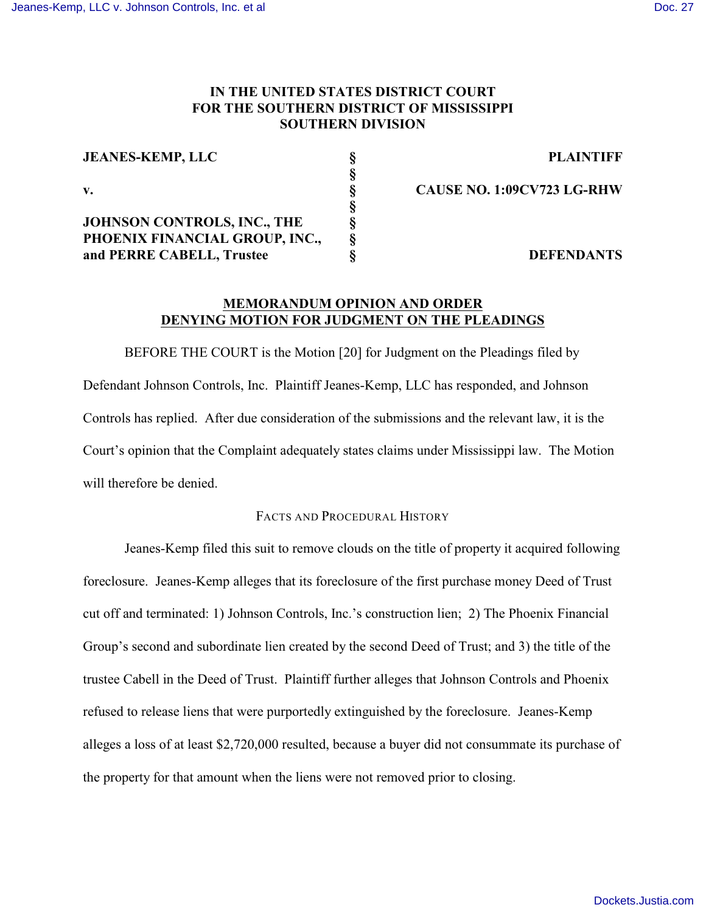**IN THE UNITED STATES DISTRICT COURT**
**FOR THE SOUTHERN DISTRICT OF MISSISSIPPI**
**SOUTHERN DIVISION**

| | | |
|---|---|---|
| **JEANES-KEMP, LLC** | § | **PLAINTIFF** |
| | § | |
| **v.** | § | **CAUSE NO. 1:09CV723 LG-RHW** |
| | § | |
| **JOHNSON CONTROLS, INC., THE PHOENIX FINANCIAL GROUP, INC., and PERRE CABELL, Trustee** | § | **DEFENDANTS** |

**MEMORANDUM OPINION AND ORDER**
**DENYING MOTION FOR JUDGMENT ON THE PLEADINGS**

BEFORE THE COURT is the Motion [20] for Judgment on the Pleadings filed by Defendant Johnson Controls, Inc. Plaintiff Jeanes-Kemp, LLC has responded, and Johnson Controls has replied. After due consideration of the submissions and the relevant law, it is the Court's opinion that the Complaint adequately states claims under Mississippi law. The Motion will therefore be denied.

FACTS AND PROCEDURAL HISTORY

Jeanes-Kemp filed this suit to remove clouds on the title of property it acquired following foreclosure. Jeanes-Kemp alleges that its foreclosure of the first purchase money Deed of Trust cut off and terminated: 1) Johnson Controls, Inc.'s construction lien; 2) The Phoenix Financial Group's second and subordinate lien created by the second Deed of Trust; and 3) the title of the trustee Cabell in the Deed of Trust. Plaintiff further alleges that Johnson Controls and Phoenix refused to release liens that were purportedly extinguished by the foreclosure. Jeanes-Kemp alleges a loss of at least $2,720,000 resulted, because a buyer did not consummate its purchase of the property for that amount when the liens were not removed prior to closing.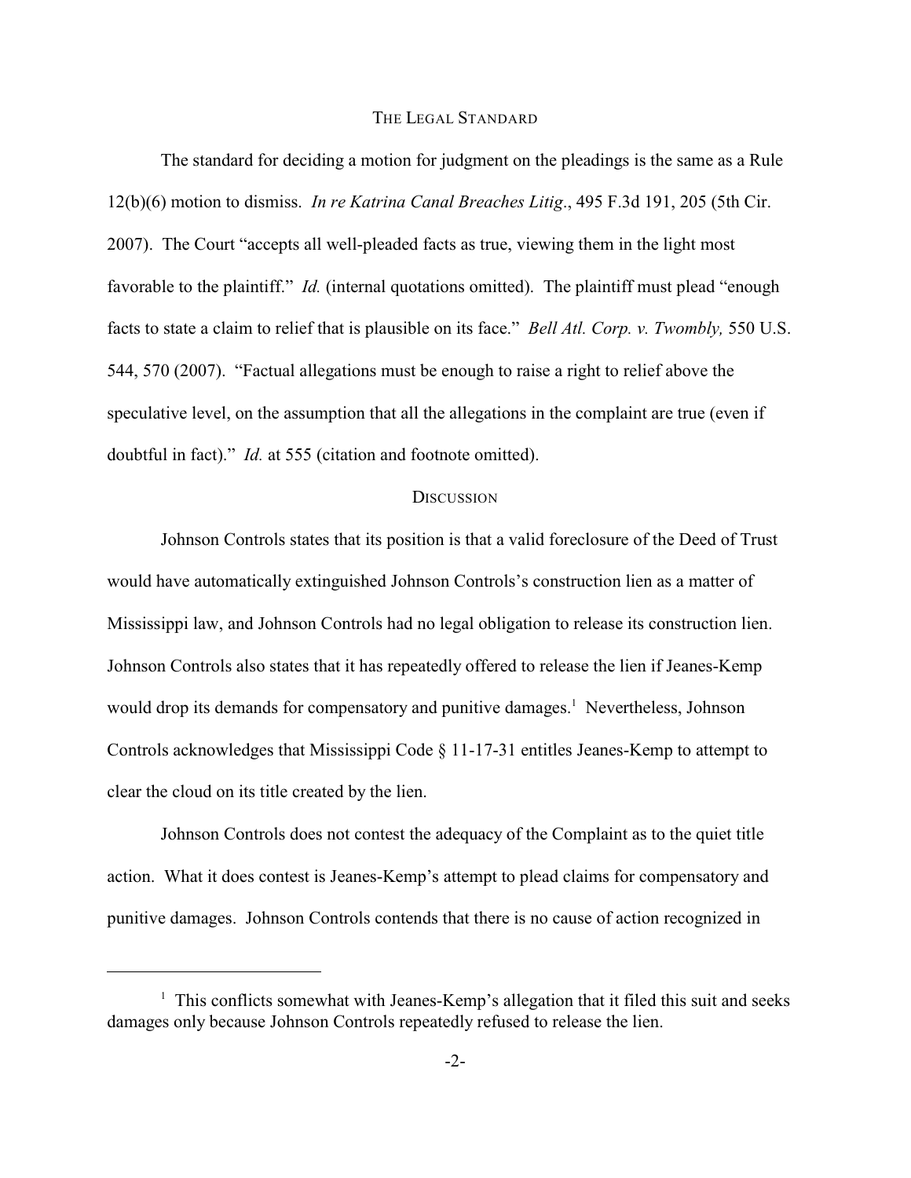## THE LEGAL STANDARD

The standard for deciding a motion for judgment on the pleadings is the same as a Rule 12(b)(6) motion to dismiss. *In re Katrina Canal Breaches Litig*., 495 F.3d 191, 205 (5th Cir. 2007). The Court "accepts all well-pleaded facts as true, viewing them in the light most favorable to the plaintiff." *Id.* (internal quotations omitted). The plaintiff must plead "enough facts to state a claim to relief that is plausible on its face." *Bell Atl. Corp. v. Twombly,* 550 U.S. 544, 570 (2007). "Factual allegations must be enough to raise a right to relief above the speculative level, on the assumption that all the allegations in the complaint are true (even if doubtful in fact)." *Id.* at 555 (citation and footnote omitted).

## DISCUSSION

Johnson Controls states that its position is that a valid foreclosure of the Deed of Trust would have automatically extinguished Johnson Controls's construction lien as a matter of Mississippi law, and Johnson Controls had no legal obligation to release its construction lien. Johnson Controls also states that it has repeatedly offered to release the lien if Jeanes-Kemp would drop its demands for compensatory and punitive damages.[1] Nevertheless, Johnson Controls acknowledges that Mississippi Code § 11-17-31 entitles Jeanes-Kemp to attempt to clear the cloud on its title created by the lien.

Johnson Controls does not contest the adequacy of the Complaint as to the quiet title action. What it does contest is Jeanes-Kemp's attempt to plead claims for compensatory and punitive damages. Johnson Controls contends that there is no cause of action recognized in

[1] This conflicts somewhat with Jeanes-Kemp's allegation that it filed this suit and seeks damages only because Johnson Controls repeatedly refused to release the lien.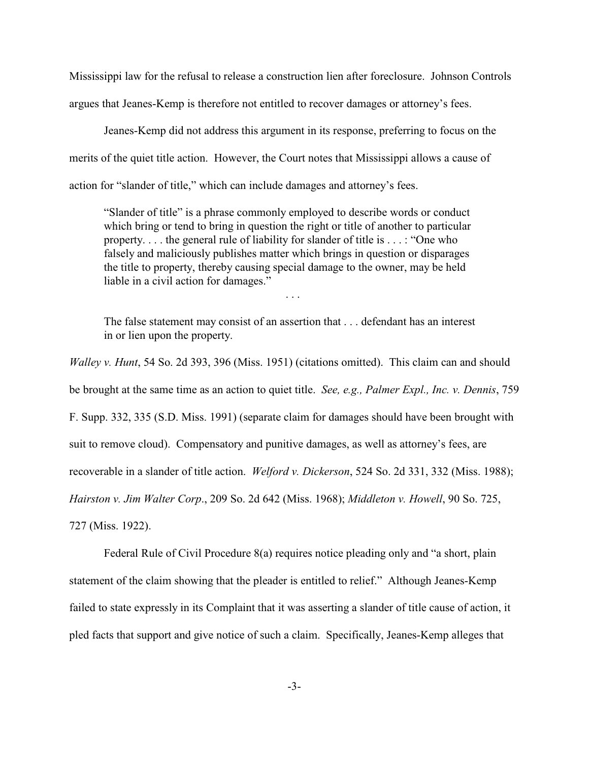Mississippi law for the refusal to release a construction lien after foreclosure. Johnson Controls argues that Jeanes-Kemp is therefore not entitled to recover damages or attorney's fees.

Jeanes-Kemp did not address this argument in its response, preferring to focus on the merits of the quiet title action. However, the Court notes that Mississippi allows a cause of action for "slander of title," which can include damages and attorney's fees.

> "Slander of title" is a phrase commonly employed to describe words or conduct which bring or tend to bring in question the right or title of another to particular property. . . . the general rule of liability for slander of title is . . . : "One who falsely and maliciously publishes matter which brings in question or disparages the title to property, thereby causing special damage to the owner, may be held liable in a civil action for damages."
>
> . . .
>
> The false statement may consist of an assertion that . . . defendant has an interest in or lien upon the property.

*Walley v. Hunt*, 54 So. 2d 393, 396 (Miss. 1951) (citations omitted). This claim can and should be brought at the same time as an action to quiet title. *See, e.g., Palmer Expl., Inc. v. Dennis*, 759 F. Supp. 332, 335 (S.D. Miss. 1991) (separate claim for damages should have been brought with suit to remove cloud). Compensatory and punitive damages, as well as attorney's fees, are recoverable in a slander of title action. *Welford v. Dickerson*, 524 So. 2d 331, 332 (Miss. 1988); *Hairston v. Jim Walter Corp*., 209 So. 2d 642 (Miss. 1968); *Middleton v. Howell*, 90 So. 725, 727 (Miss. 1922).

Federal Rule of Civil Procedure 8(a) requires notice pleading only and "a short, plain statement of the claim showing that the pleader is entitled to relief." Although Jeanes-Kemp failed to state expressly in its Complaint that it was asserting a slander of title cause of action, it pled facts that support and give notice of such a claim. Specifically, Jeanes-Kemp alleges that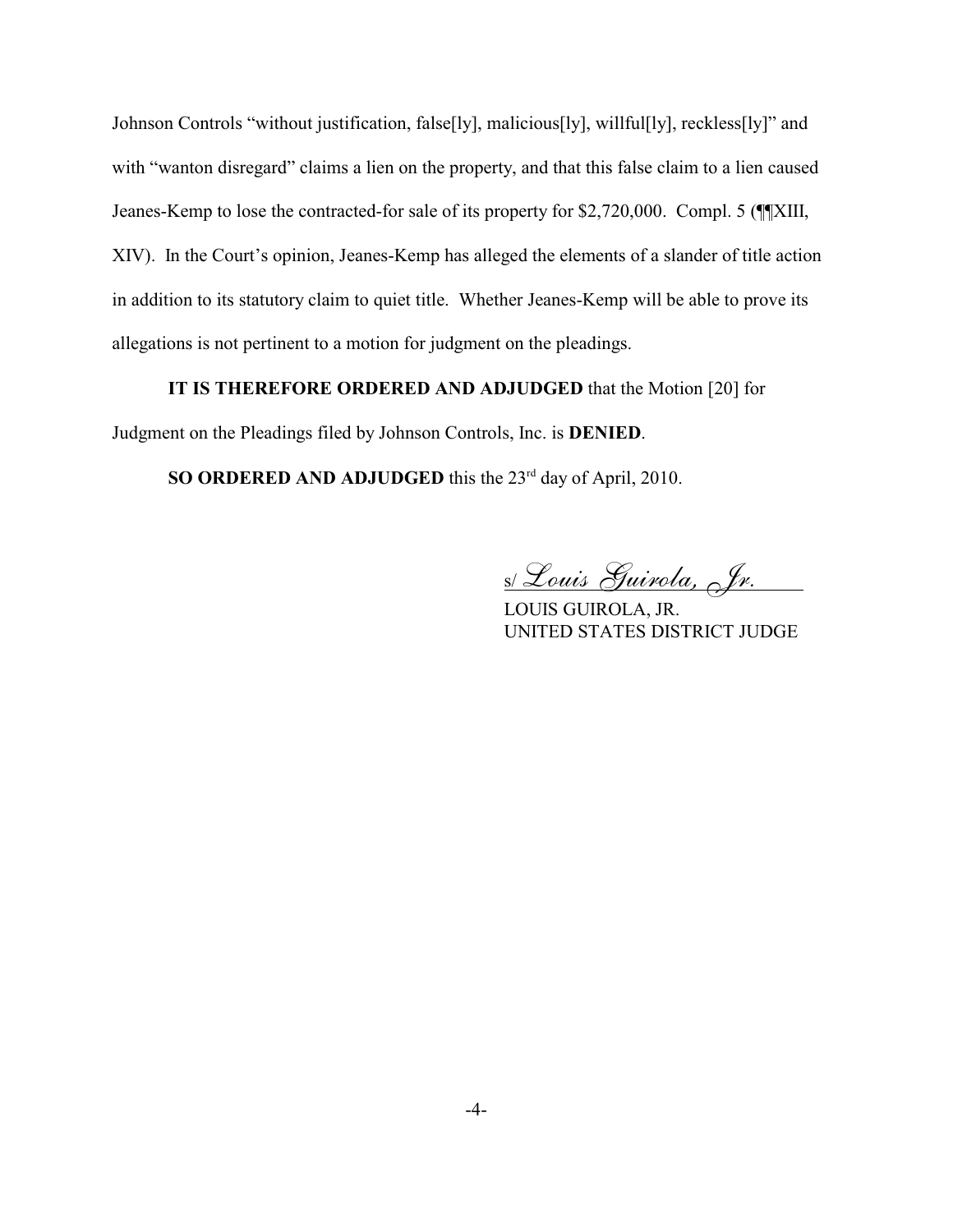Johnson Controls "without justification, false[ly], malicious[ly], willful[ly], reckless[ly]" and with "wanton disregard" claims a lien on the property, and that this false claim to a lien caused Jeanes-Kemp to lose the contracted-for sale of its property for $2,720,000. Compl. 5 (¶¶XIII, XIV). In the Court's opinion, Jeanes-Kemp has alleged the elements of a slander of title action in addition to its statutory claim to quiet title. Whether Jeanes-Kemp will be able to prove its allegations is not pertinent to a motion for judgment on the pleadings.

**IT IS THEREFORE ORDERED AND ADJUDGED** that the Motion [20] for Judgment on the Pleadings filed by Johnson Controls, Inc. is **DENIED**.

**SO ORDERED AND ADJUDGED** this the 23rd day of April, 2010.

s/ *Louis Guirola, Jr.*

LOUIS GUIROLA, JR.
UNITED STATES DISTRICT JUDGE